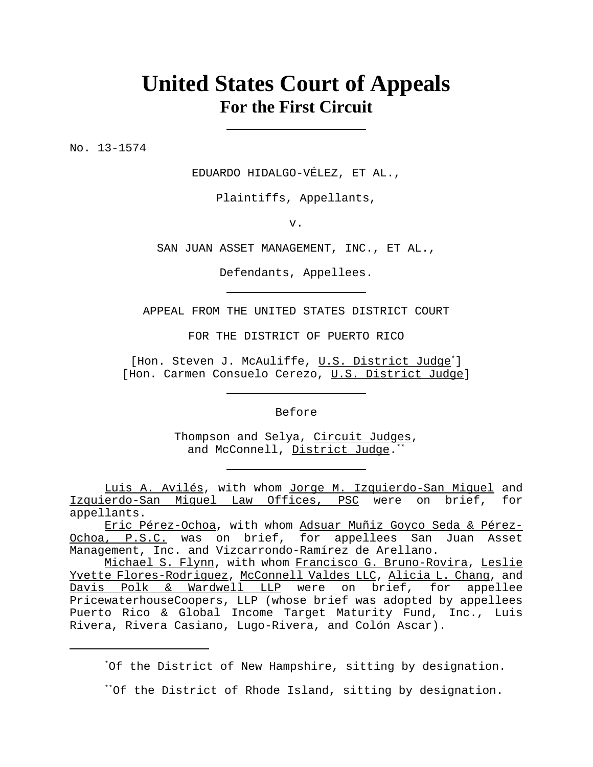# United States Court of Appeals
## For the First Circuit

---

No. 13-1574

EDUARDO HIDALGO-VÉLEZ, ET AL.,

Plaintiffs, Appellants,

v.

SAN JUAN ASSET MANAGEMENT, INC., ET AL.,

Defendants, Appellees.

---

APPEAL FROM THE UNITED STATES DISTRICT COURT

FOR THE DISTRICT OF PUERTO RICO

[Hon. Steven J. McAuliffe, U.S. District Judge*]
[Hon. Carmen Consuelo Cerezo, U.S. District Judge]

---

Before

Thompson and Selya, Circuit Judges,
and McConnell, District Judge.**

---

Luis A. Avilés, with whom Jorge M. Izquierdo-San Miguel and Izquierdo-San Miguel Law Offices, PSC were on brief, for appellants.

Eric Pérez-Ochoa, with whom Adsuar Muñiz Goyco Seda & Pérez-Ochoa, P.S.C. was on brief, for appellees San Juan Asset Management, Inc. and Vizcarrondo-Ramírez de Arellano.

Michael S. Flynn, with whom Francisco G. Bruno-Rovira, Leslie Yvette Flores-Rodriguez, McConnell Valdes LLC, Alicia L. Chang, and Davis Polk & Wardwell LLP were on brief, for appellee PricewaterhouseCoopers, LLP (whose brief was adopted by appellees Puerto Rico & Global Income Target Maturity Fund, Inc., Luis Rivera, Rivera Casiano, Lugo-Rivera, and Colón Ascar).

---

*Of the District of New Hampshire, sitting by designation.

**Of the District of Rhode Island, sitting by designation.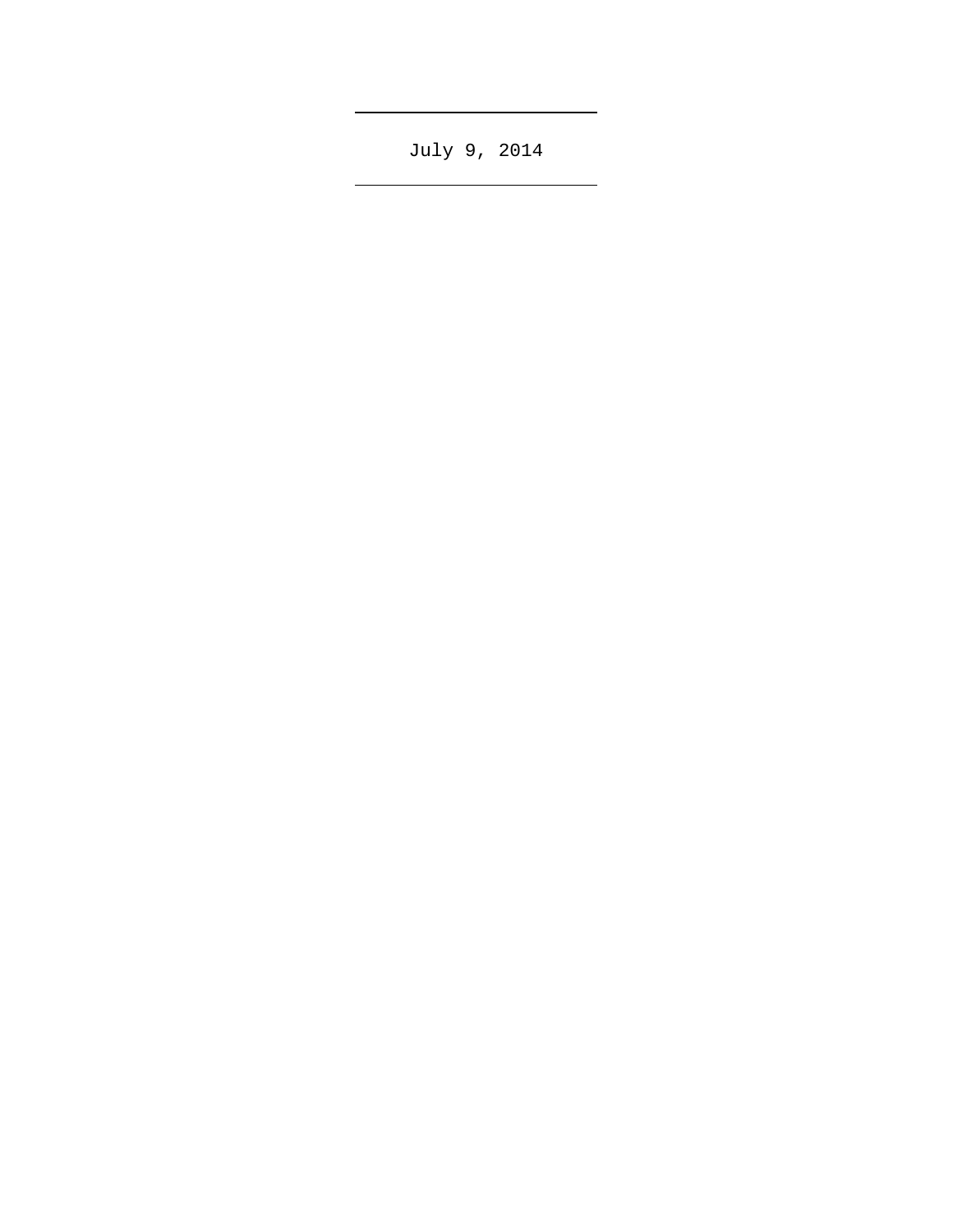July 9, 2014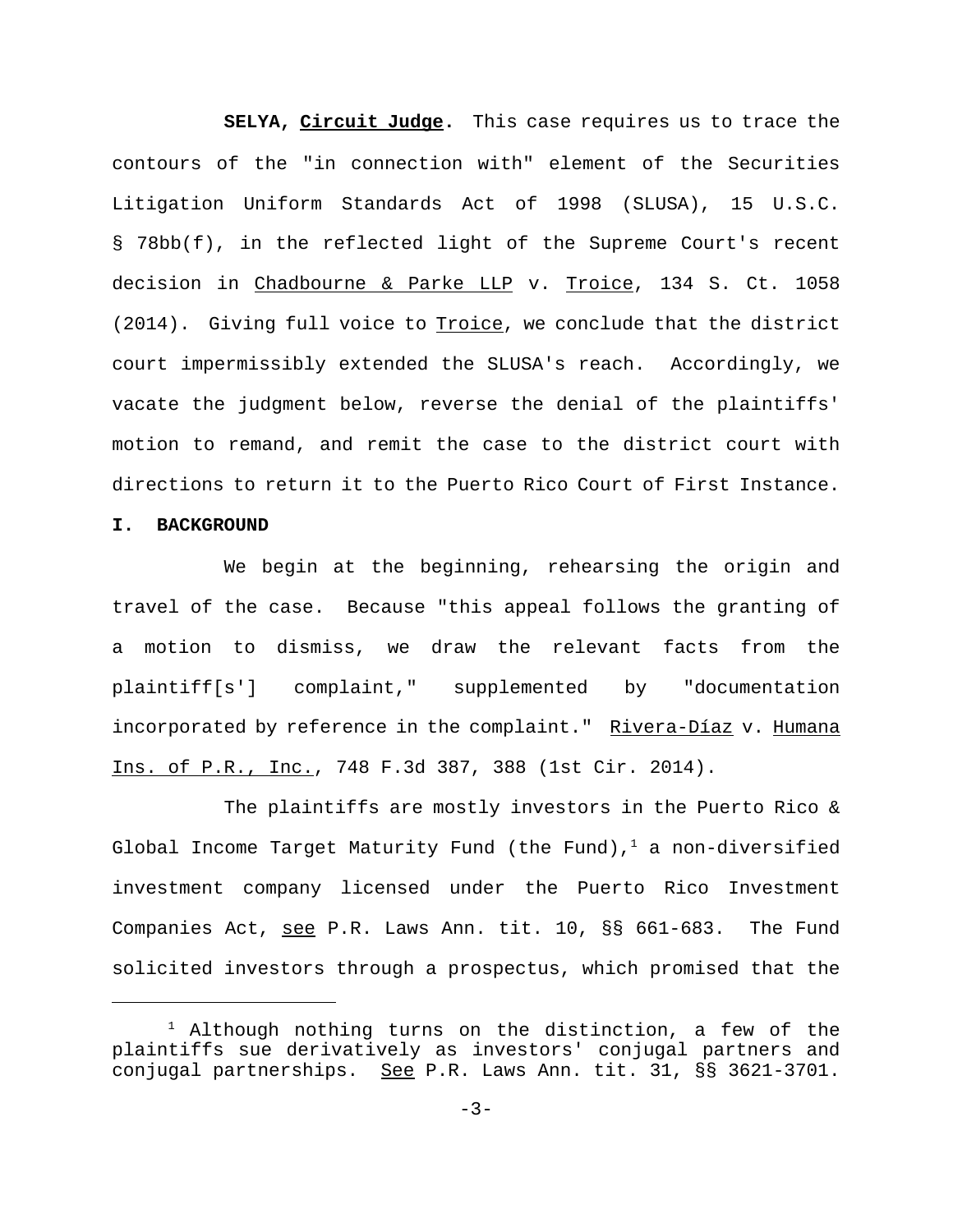**SELYA, Circuit Judge.** This case requires us to trace the contours of the "in connection with" element of the Securities Litigation Uniform Standards Act of 1998 (SLUSA), 15 U.S.C. § 78bb(f), in the reflected light of the Supreme Court's recent decision in Chadbourne & Parke LLP v. Troice, 134 S. Ct. 1058 (2014). Giving full voice to Troice, we conclude that the district court impermissibly extended the SLUSA's reach. Accordingly, we vacate the judgment below, reverse the denial of the plaintiffs' motion to remand, and remit the case to the district court with directions to return it to the Puerto Rico Court of First Instance.

## I. BACKGROUND

We begin at the beginning, rehearsing the origin and travel of the case. Because "this appeal follows the granting of a motion to dismiss, we draw the relevant facts from the plaintiff[s'] complaint," supplemented by "documentation incorporated by reference in the complaint." Rivera-Díaz v. Humana Ins. of P.R., Inc., 748 F.3d 387, 388 (1st Cir. 2014).

The plaintiffs are mostly investors in the Puerto Rico & Global Income Target Maturity Fund (the Fund),[1] a non-diversified investment company licensed under the Puerto Rico Investment Companies Act, see P.R. Laws Ann. tit. 10, §§ 661-683. The Fund solicited investors through a prospectus, which promised that the

[1] Although nothing turns on the distinction, a few of the plaintiffs sue derivatively as investors' conjugal partners and conjugal partnerships. See P.R. Laws Ann. tit. 31, §§ 3621-3701.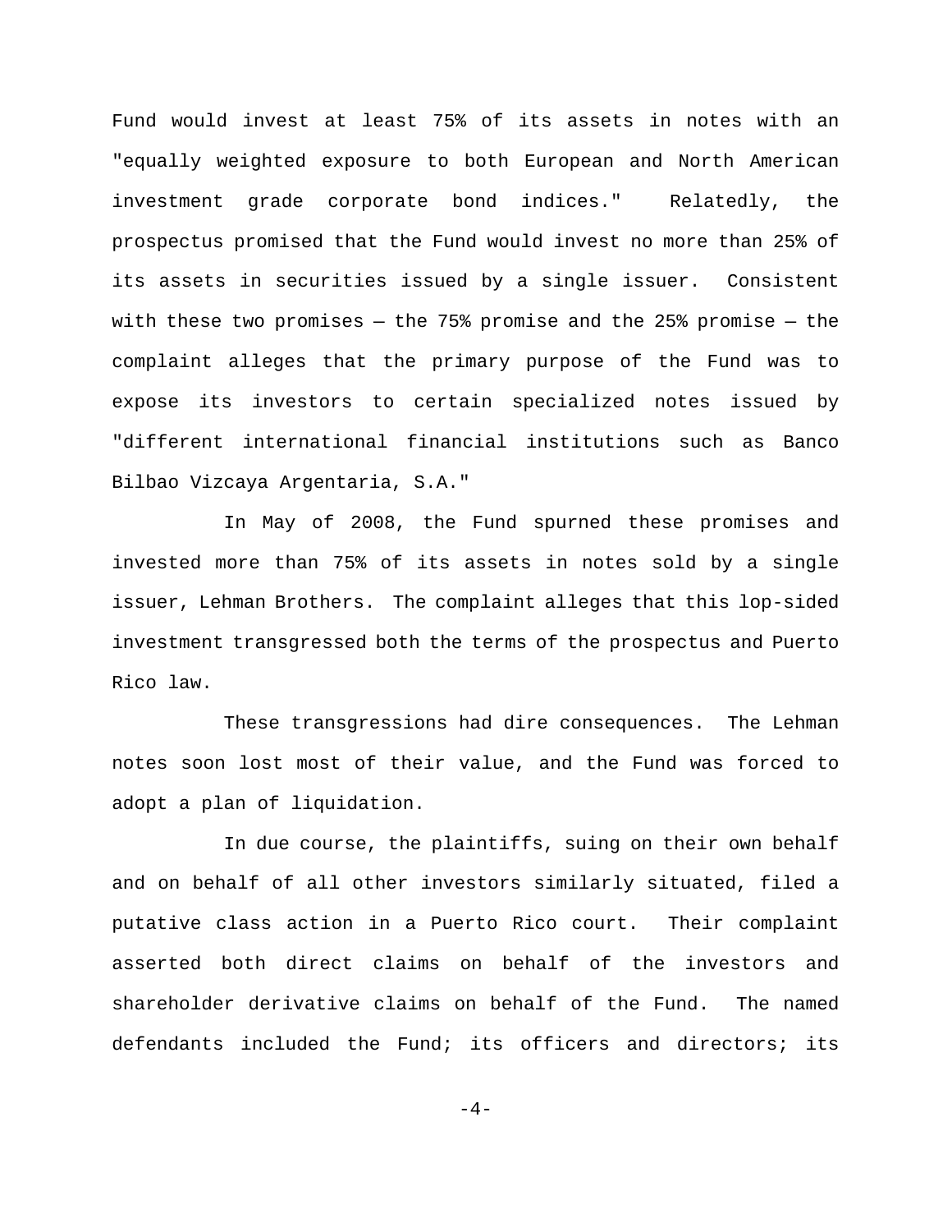Fund would invest at least 75% of its assets in notes with an "equally weighted exposure to both European and North American investment grade corporate bond indices." Relatedly, the prospectus promised that the Fund would invest no more than 25% of its assets in securities issued by a single issuer. Consistent with these two promises — the 75% promise and the 25% promise — the complaint alleges that the primary purpose of the Fund was to expose its investors to certain specialized notes issued by "different international financial institutions such as Banco Bilbao Vizcaya Argentaria, S.A."

In May of 2008, the Fund spurned these promises and invested more than 75% of its assets in notes sold by a single issuer, Lehman Brothers. The complaint alleges that this lop-sided investment transgressed both the terms of the prospectus and Puerto Rico law.

These transgressions had dire consequences. The Lehman notes soon lost most of their value, and the Fund was forced to adopt a plan of liquidation.

In due course, the plaintiffs, suing on their own behalf and on behalf of all other investors similarly situated, filed a putative class action in a Puerto Rico court. Their complaint asserted both direct claims on behalf of the investors and shareholder derivative claims on behalf of the Fund. The named defendants included the Fund; its officers and directors; its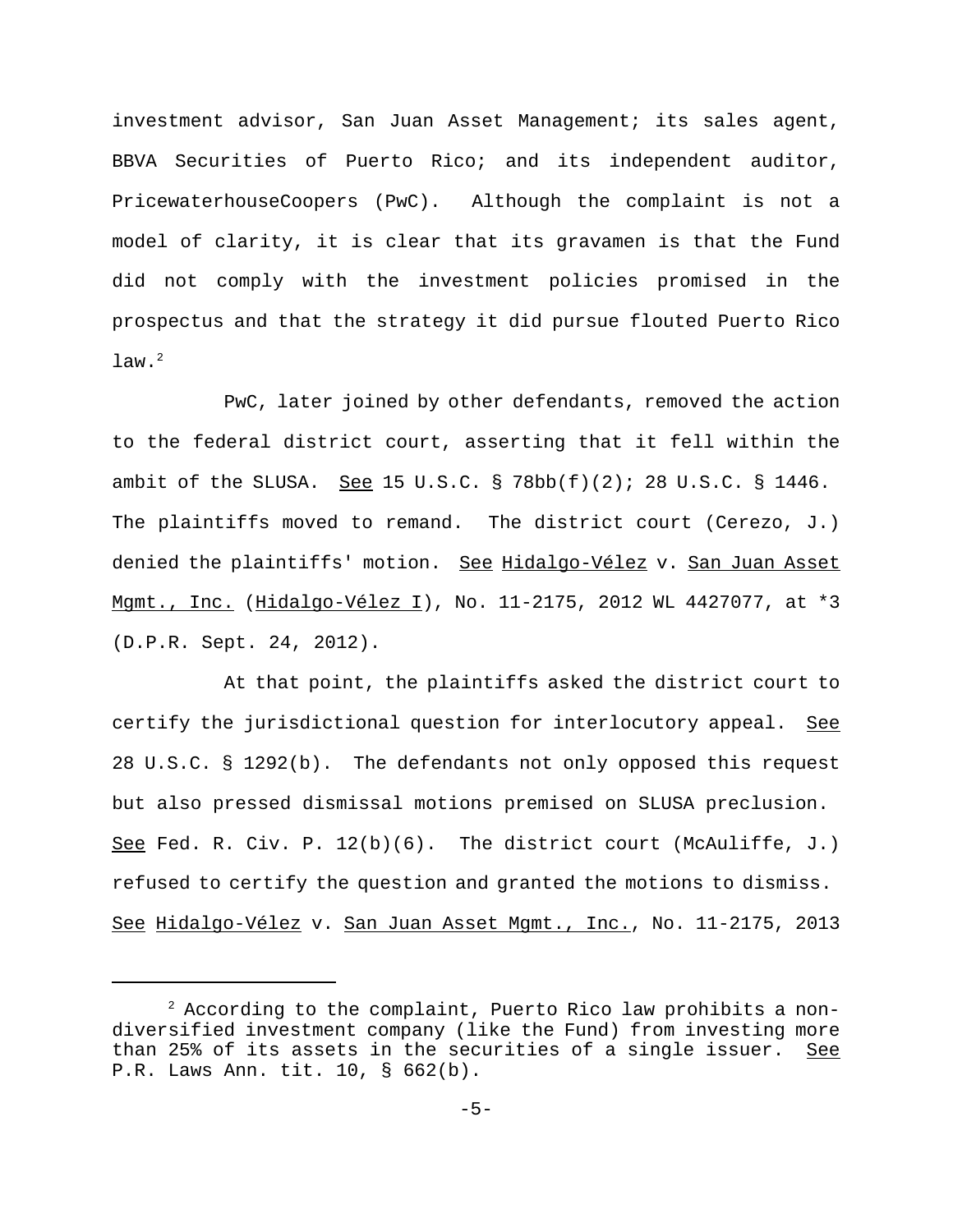investment advisor, San Juan Asset Management; its sales agent, BBVA Securities of Puerto Rico; and its independent auditor, PricewaterhouseCoopers (PwC). Although the complaint is not a model of clarity, it is clear that its gravamen is that the Fund did not comply with the investment policies promised in the prospectus and that the strategy it did pursue flouted Puerto Rico law.[2]

PwC, later joined by other defendants, removed the action to the federal district court, asserting that it fell within the ambit of the SLUSA. See 15 U.S.C. § 78bb(f)(2); 28 U.S.C. § 1446. The plaintiffs moved to remand. The district court (Cerezo, J.) denied the plaintiffs' motion. See Hidalgo-Vélez v. San Juan Asset Mgmt., Inc. (Hidalgo-Vélez I), No. 11-2175, 2012 WL 4427077, at *3 (D.P.R. Sept. 24, 2012).

At that point, the plaintiffs asked the district court to certify the jurisdictional question for interlocutory appeal. See 28 U.S.C. § 1292(b). The defendants not only opposed this request but also pressed dismissal motions premised on SLUSA preclusion. See Fed. R. Civ. P. 12(b)(6). The district court (McAuliffe, J.) refused to certify the question and granted the motions to dismiss. See Hidalgo-Vélez v. San Juan Asset Mgmt., Inc., No. 11-2175, 2013

[2] According to the complaint, Puerto Rico law prohibits a non-diversified investment company (like the Fund) from investing more than 25% of its assets in the securities of a single issuer. See P.R. Laws Ann. tit. 10, § 662(b).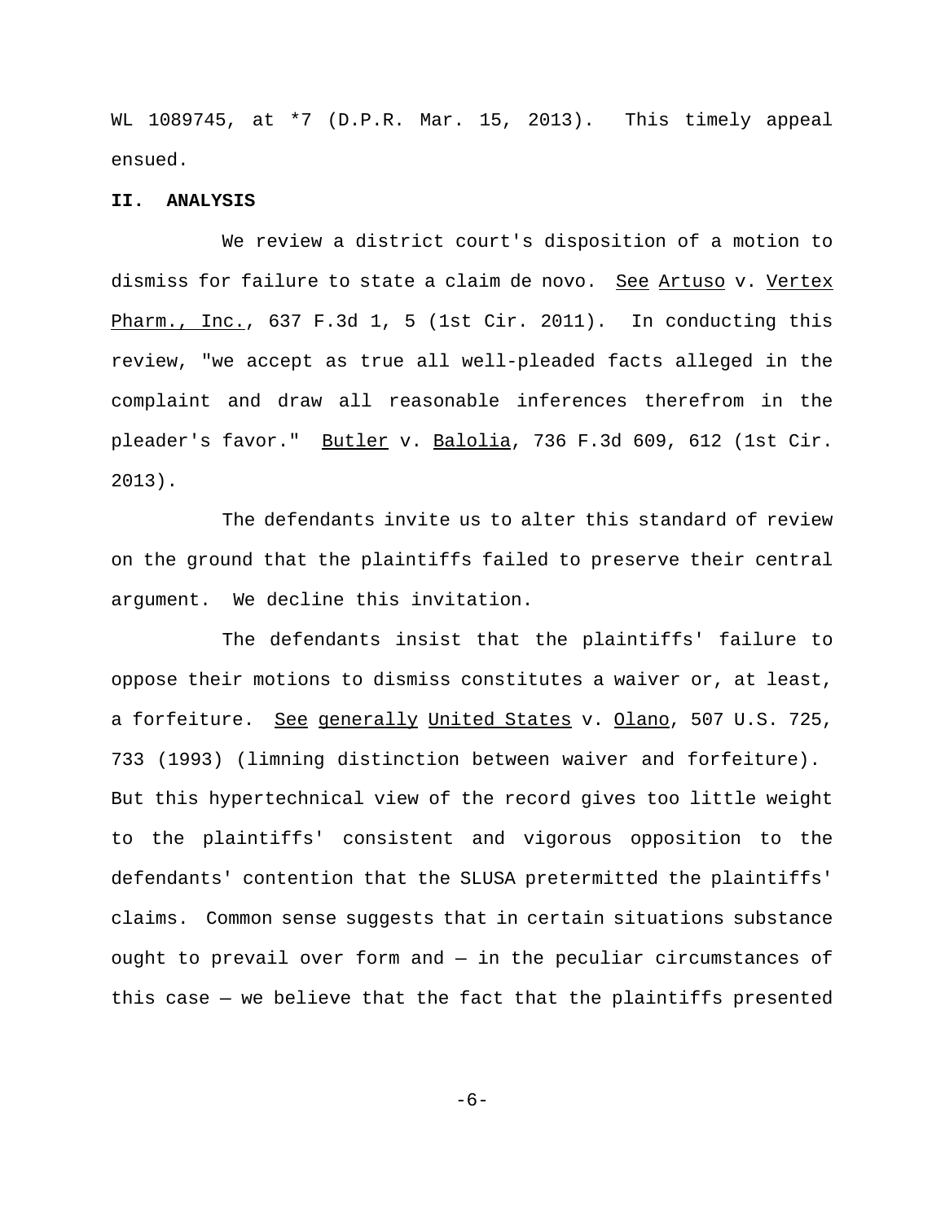WL 1089745, at *7 (D.P.R. Mar. 15, 2013). This timely appeal ensued.

## II. ANALYSIS

We review a district court's disposition of a motion to dismiss for failure to state a claim de novo. See Artuso v. Vertex Pharm., Inc., 637 F.3d 1, 5 (1st Cir. 2011). In conducting this review, "we accept as true all well-pleaded facts alleged in the complaint and draw all reasonable inferences therefrom in the pleader's favor." Butler v. Balolia, 736 F.3d 609, 612 (1st Cir. 2013).

The defendants invite us to alter this standard of review on the ground that the plaintiffs failed to preserve their central argument. We decline this invitation.

The defendants insist that the plaintiffs' failure to oppose their motions to dismiss constitutes a waiver or, at least, a forfeiture. See generally United States v. Olano, 507 U.S. 725, 733 (1993) (limning distinction between waiver and forfeiture). But this hypertechnical view of the record gives too little weight to the plaintiffs' consistent and vigorous opposition to the defendants' contention that the SLUSA pretermitted the plaintiffs' claims. Common sense suggests that in certain situations substance ought to prevail over form and — in the peculiar circumstances of this case — we believe that the fact that the plaintiffs presented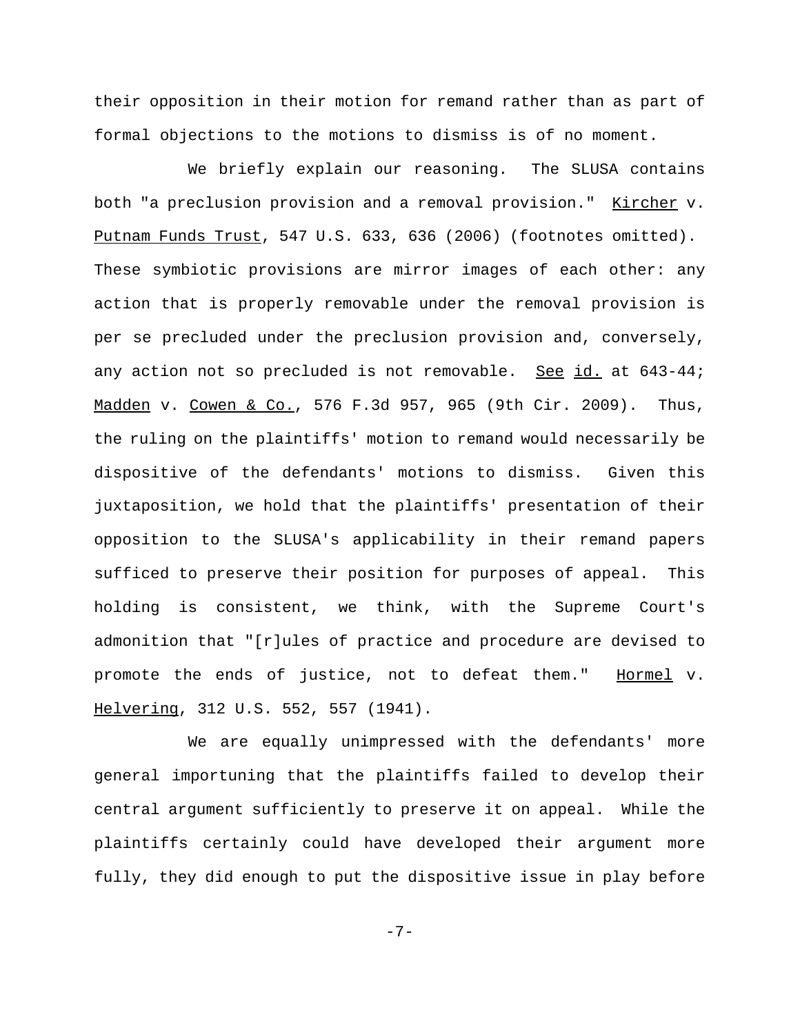their opposition in their motion for remand rather than as part of formal objections to the motions to dismiss is of no moment.

We briefly explain our reasoning. The SLUSA contains both "a preclusion provision and a removal provision." Kircher v. Putnam Funds Trust, 547 U.S. 633, 636 (2006) (footnotes omitted). These symbiotic provisions are mirror images of each other: any action that is properly removable under the removal provision is per se precluded under the preclusion provision and, conversely, any action not so precluded is not removable. See id. at 643-44; Madden v. Cowen & Co., 576 F.3d 957, 965 (9th Cir. 2009). Thus, the ruling on the plaintiffs' motion to remand would necessarily be dispositive of the defendants' motions to dismiss. Given this juxtaposition, we hold that the plaintiffs' presentation of their opposition to the SLUSA's applicability in their remand papers sufficed to preserve their position for purposes of appeal. This holding is consistent, we think, with the Supreme Court's admonition that "[r]ules of practice and procedure are devised to promote the ends of justice, not to defeat them." Hormel v. Helvering, 312 U.S. 552, 557 (1941).

We are equally unimpressed with the defendants' more general importuning that the plaintiffs failed to develop their central argument sufficiently to preserve it on appeal. While the plaintiffs certainly could have developed their argument more fully, they did enough to put the dispositive issue in play before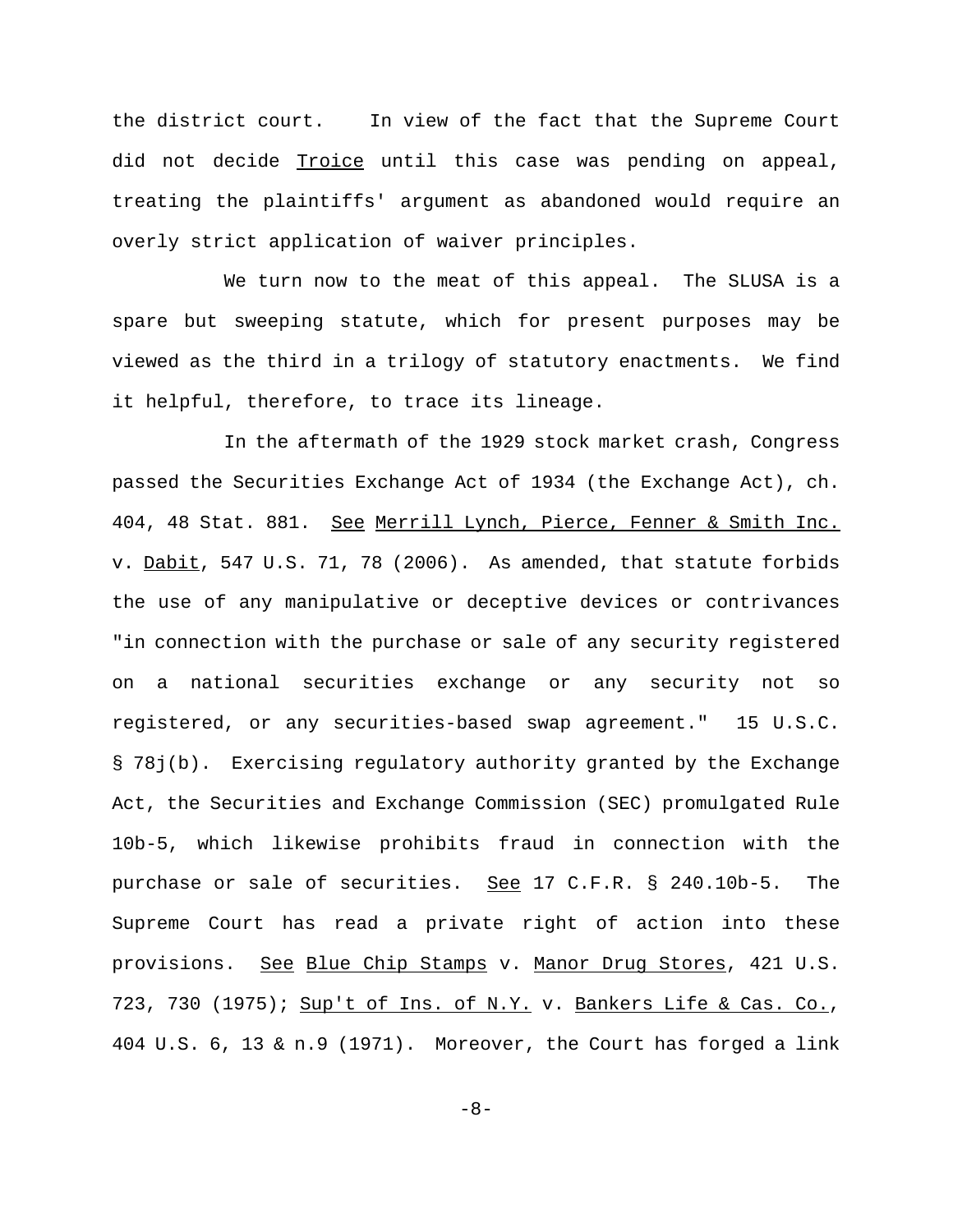the district court. In view of the fact that the Supreme Court did not decide _Troice_ until this case was pending on appeal, treating the plaintiffs' argument as abandoned would require an overly strict application of waiver principles.

We turn now to the meat of this appeal. The SLUSA is a spare but sweeping statute, which for present purposes may be viewed as the third in a trilogy of statutory enactments. We find it helpful, therefore, to trace its lineage.

In the aftermath of the 1929 stock market crash, Congress passed the Securities Exchange Act of 1934 (the Exchange Act), ch. 404, 48 Stat. 881. _See_ _Merrill Lynch, Pierce, Fenner & Smith Inc._ v. _Dabit_, 547 U.S. 71, 78 (2006). As amended, that statute forbids the use of any manipulative or deceptive devices or contrivances "in connection with the purchase or sale of any security registered on a national securities exchange or any security not so registered, or any securities-based swap agreement." 15 U.S.C. § 78j(b). Exercising regulatory authority granted by the Exchange Act, the Securities and Exchange Commission (SEC) promulgated Rule 10b-5, which likewise prohibits fraud in connection with the purchase or sale of securities. _See_ 17 C.F.R. § 240.10b-5. The Supreme Court has read a private right of action into these provisions. _See_ _Blue Chip Stamps_ v. _Manor Drug Stores_, 421 U.S. 723, 730 (1975); _Sup't of Ins. of N.Y._ v. _Bankers Life & Cas. Co._, 404 U.S. 6, 13 & n.9 (1971). Moreover, the Court has forged a link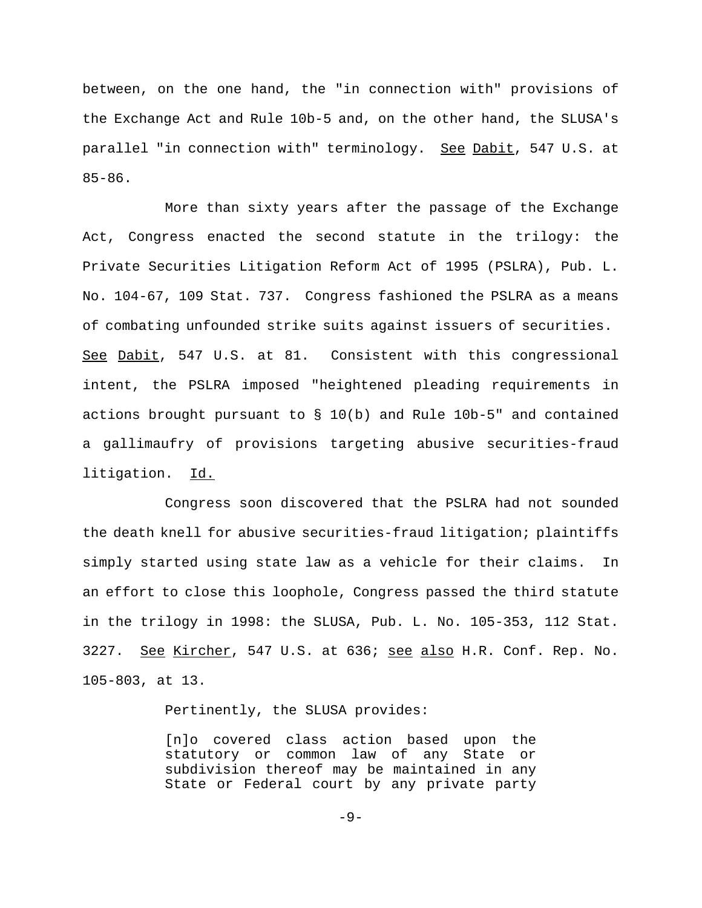between, on the one hand, the "in connection with" provisions of the Exchange Act and Rule 10b-5 and, on the other hand, the SLUSA's parallel "in connection with" terminology. See Dabit, 547 U.S. at 85-86.

More than sixty years after the passage of the Exchange Act, Congress enacted the second statute in the trilogy: the Private Securities Litigation Reform Act of 1995 (PSLRA), Pub. L. No. 104-67, 109 Stat. 737. Congress fashioned the PSLRA as a means of combating unfounded strike suits against issuers of securities. See Dabit, 547 U.S. at 81. Consistent with this congressional intent, the PSLRA imposed "heightened pleading requirements in actions brought pursuant to § 10(b) and Rule 10b-5" and contained a gallimaufry of provisions targeting abusive securities-fraud litigation. Id.

Congress soon discovered that the PSLRA had not sounded the death knell for abusive securities-fraud litigation; plaintiffs simply started using state law as a vehicle for their claims. In an effort to close this loophole, Congress passed the third statute in the trilogy in 1998: the SLUSA, Pub. L. No. 105-353, 112 Stat. 3227. See Kircher, 547 U.S. at 636; see also H.R. Conf. Rep. No. 105-803, at 13.

Pertinently, the SLUSA provides:

> [n]o covered class action based upon the statutory or common law of any State or subdivision thereof may be maintained in any State or Federal court by any private party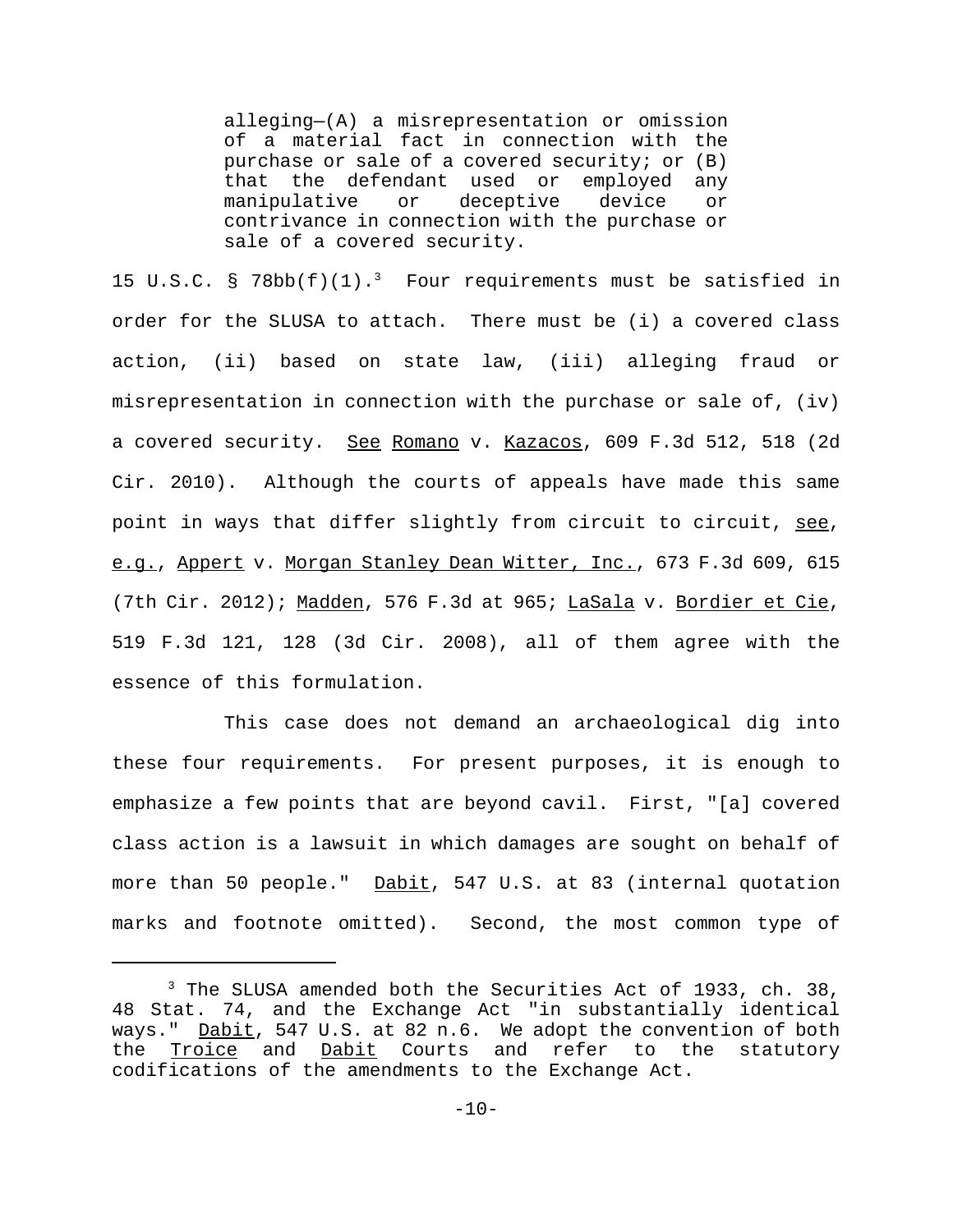> alleging—(A) a misrepresentation or omission of a material fact in connection with the purchase or sale of a covered security; or (B) that the defendant used or employed any manipulative or deceptive device or contrivance in connection with the purchase or sale of a covered security.

15 U.S.C. § 78bb(f)(1).[3] Four requirements must be satisfied in order for the SLUSA to attach. There must be (i) a covered class action, (ii) based on state law, (iii) alleging fraud or misrepresentation in connection with the purchase or sale of, (iv) a covered security. See Romano v. Kazacos, 609 F.3d 512, 518 (2d Cir. 2010). Although the courts of appeals have made this same point in ways that differ slightly from circuit to circuit, see, e.g., Appert v. Morgan Stanley Dean Witter, Inc., 673 F.3d 609, 615 (7th Cir. 2012); Madden, 576 F.3d at 965; LaSala v. Bordier et Cie, 519 F.3d 121, 128 (3d Cir. 2008), all of them agree with the essence of this formulation.

This case does not demand an archaeological dig into these four requirements. For present purposes, it is enough to emphasize a few points that are beyond cavil. First, "[a] covered class action is a lawsuit in which damages are sought on behalf of more than 50 people." Dabit, 547 U.S. at 83 (internal quotation marks and footnote omitted). Second, the most common type of

---

[3] The SLUSA amended both the Securities Act of 1933, ch. 38, 48 Stat. 74, and the Exchange Act "in substantially identical ways." Dabit, 547 U.S. at 82 n.6. We adopt the convention of both the Troice and Dabit Courts and refer to the statutory codifications of the amendments to the Exchange Act.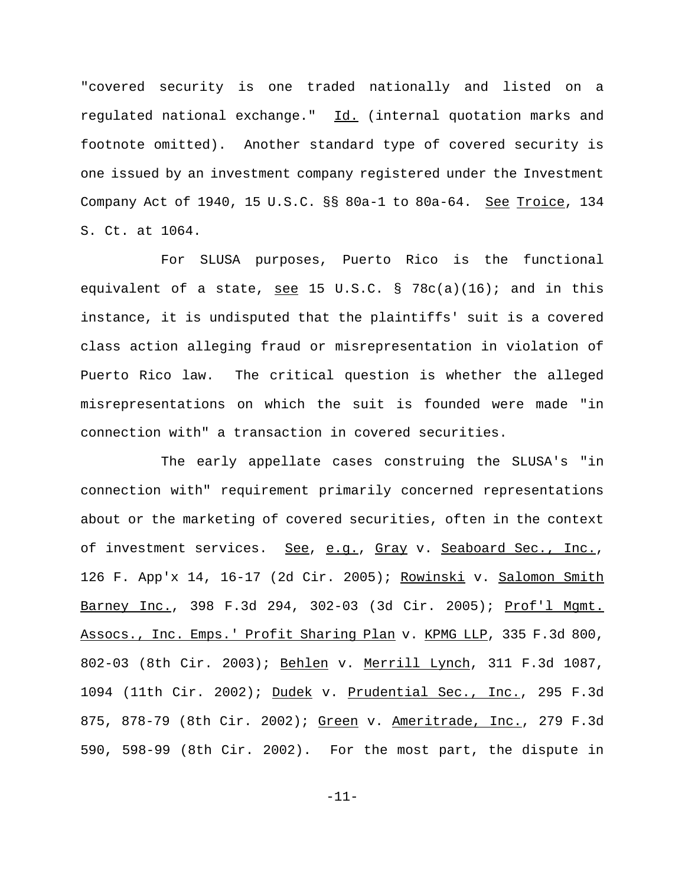"covered security is one traded nationally and listed on a regulated national exchange." Id. (internal quotation marks and footnote omitted). Another standard type of covered security is one issued by an investment company registered under the Investment Company Act of 1940, 15 U.S.C. §§ 80a-1 to 80a-64. See Troice, 134 S. Ct. at 1064.

For SLUSA purposes, Puerto Rico is the functional equivalent of a state, see 15 U.S.C. § 78c(a)(16); and in this instance, it is undisputed that the plaintiffs' suit is a covered class action alleging fraud or misrepresentation in violation of Puerto Rico law. The critical question is whether the alleged misrepresentations on which the suit is founded were made "in connection with" a transaction in covered securities.

The early appellate cases construing the SLUSA's "in connection with" requirement primarily concerned representations about or the marketing of covered securities, often in the context of investment services. See, e.g., Gray v. Seaboard Sec., Inc., 126 F. App'x 14, 16-17 (2d Cir. 2005); Rowinski v. Salomon Smith Barney Inc., 398 F.3d 294, 302-03 (3d Cir. 2005); Prof'l Mgmt. Assocs., Inc. Emps.' Profit Sharing Plan v. KPMG LLP, 335 F.3d 800, 802-03 (8th Cir. 2003); Behlen v. Merrill Lynch, 311 F.3d 1087, 1094 (11th Cir. 2002); Dudek v. Prudential Sec., Inc., 295 F.3d 875, 878-79 (8th Cir. 2002); Green v. Ameritrade, Inc., 279 F.3d 590, 598-99 (8th Cir. 2002). For the most part, the dispute in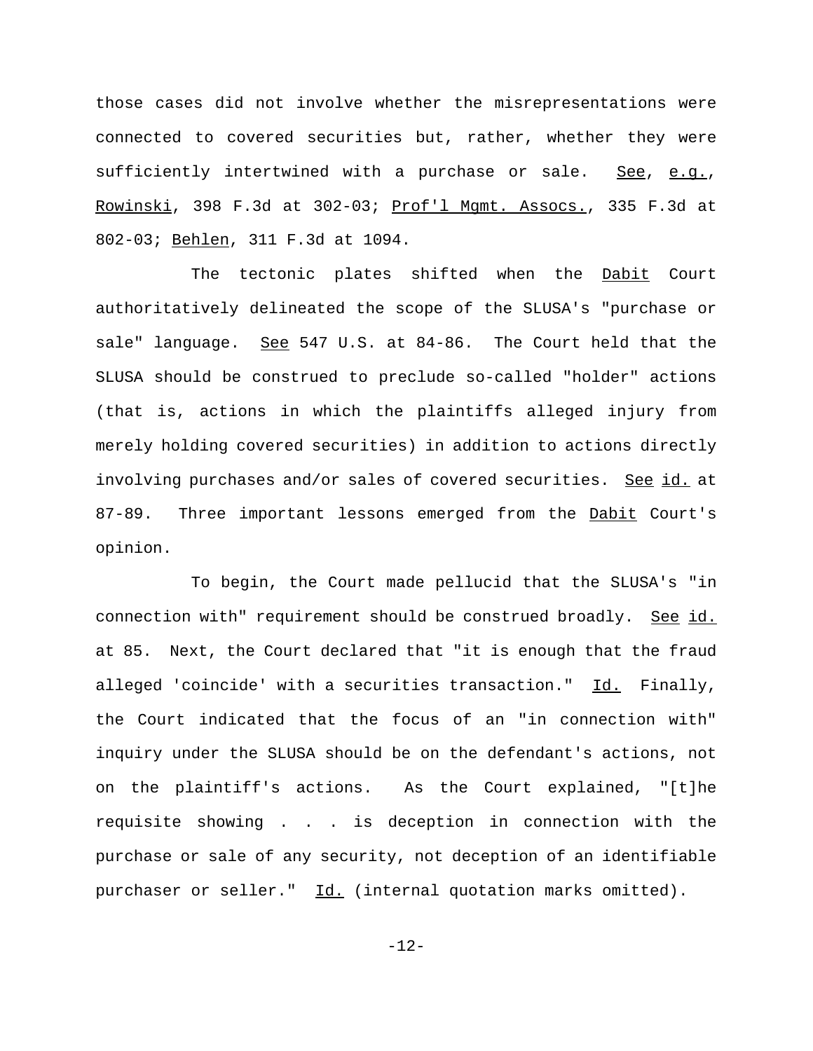those cases did not involve whether the misrepresentations were connected to covered securities but, rather, whether they were sufficiently intertwined with a purchase or sale. See, e.g., Rowinski, 398 F.3d at 302-03; Prof'l Mgmt. Assocs., 335 F.3d at 802-03; Behlen, 311 F.3d at 1094.

The tectonic plates shifted when the Dabit Court authoritatively delineated the scope of the SLUSA's "purchase or sale" language. See 547 U.S. at 84-86. The Court held that the SLUSA should be construed to preclude so-called "holder" actions (that is, actions in which the plaintiffs alleged injury from merely holding covered securities) in addition to actions directly involving purchases and/or sales of covered securities. See id. at 87-89. Three important lessons emerged from the Dabit Court's opinion.

To begin, the Court made pellucid that the SLUSA's "in connection with" requirement should be construed broadly. See id. at 85. Next, the Court declared that "it is enough that the fraud alleged 'coincide' with a securities transaction." Id. Finally, the Court indicated that the focus of an "in connection with" inquiry under the SLUSA should be on the defendant's actions, not on the plaintiff's actions. As the Court explained, "[t]he requisite showing . . . is deception in connection with the purchase or sale of any security, not deception of an identifiable purchaser or seller." Id. (internal quotation marks omitted).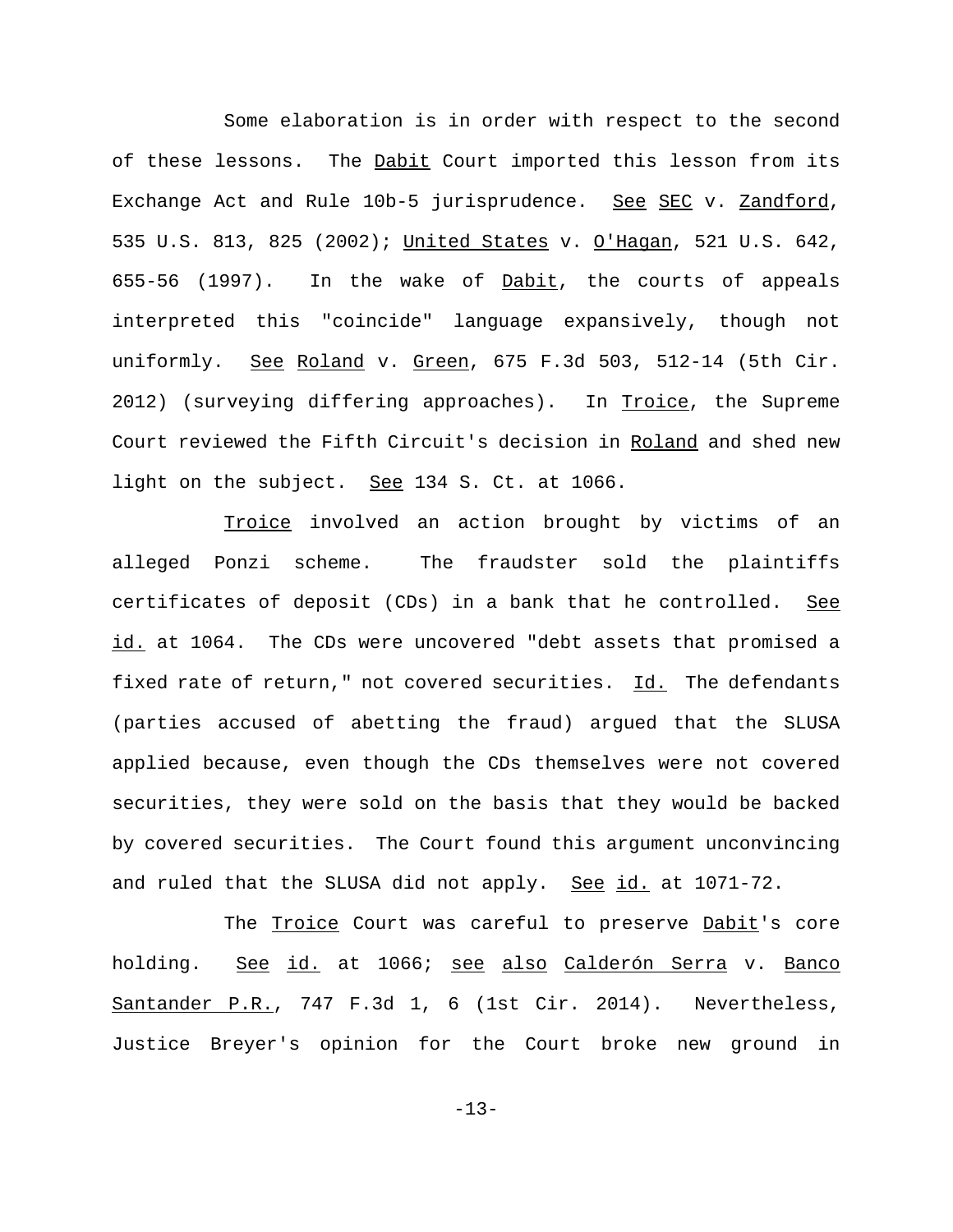Some elaboration is in order with respect to the second of these lessons. The Dabit Court imported this lesson from its Exchange Act and Rule 10b-5 jurisprudence. See SEC v. Zandford, 535 U.S. 813, 825 (2002); United States v. O'Hagan, 521 U.S. 642, 655-56 (1997). In the wake of Dabit, the courts of appeals interpreted this "coincide" language expansively, though not uniformly. See Roland v. Green, 675 F.3d 503, 512-14 (5th Cir. 2012) (surveying differing approaches). In Troice, the Supreme Court reviewed the Fifth Circuit's decision in Roland and shed new light on the subject. See 134 S. Ct. at 1066.

Troice involved an action brought by victims of an alleged Ponzi scheme. The fraudster sold the plaintiffs certificates of deposit (CDs) in a bank that he controlled. See id. at 1064. The CDs were uncovered "debt assets that promised a fixed rate of return," not covered securities. Id. The defendants (parties accused of abetting the fraud) argued that the SLUSA applied because, even though the CDs themselves were not covered securities, they were sold on the basis that they would be backed by covered securities. The Court found this argument unconvincing and ruled that the SLUSA did not apply. See id. at 1071-72.

The Troice Court was careful to preserve Dabit's core holding. See id. at 1066; see also Calderón Serra v. Banco Santander P.R., 747 F.3d 1, 6 (1st Cir. 2014). Nevertheless, Justice Breyer's opinion for the Court broke new ground in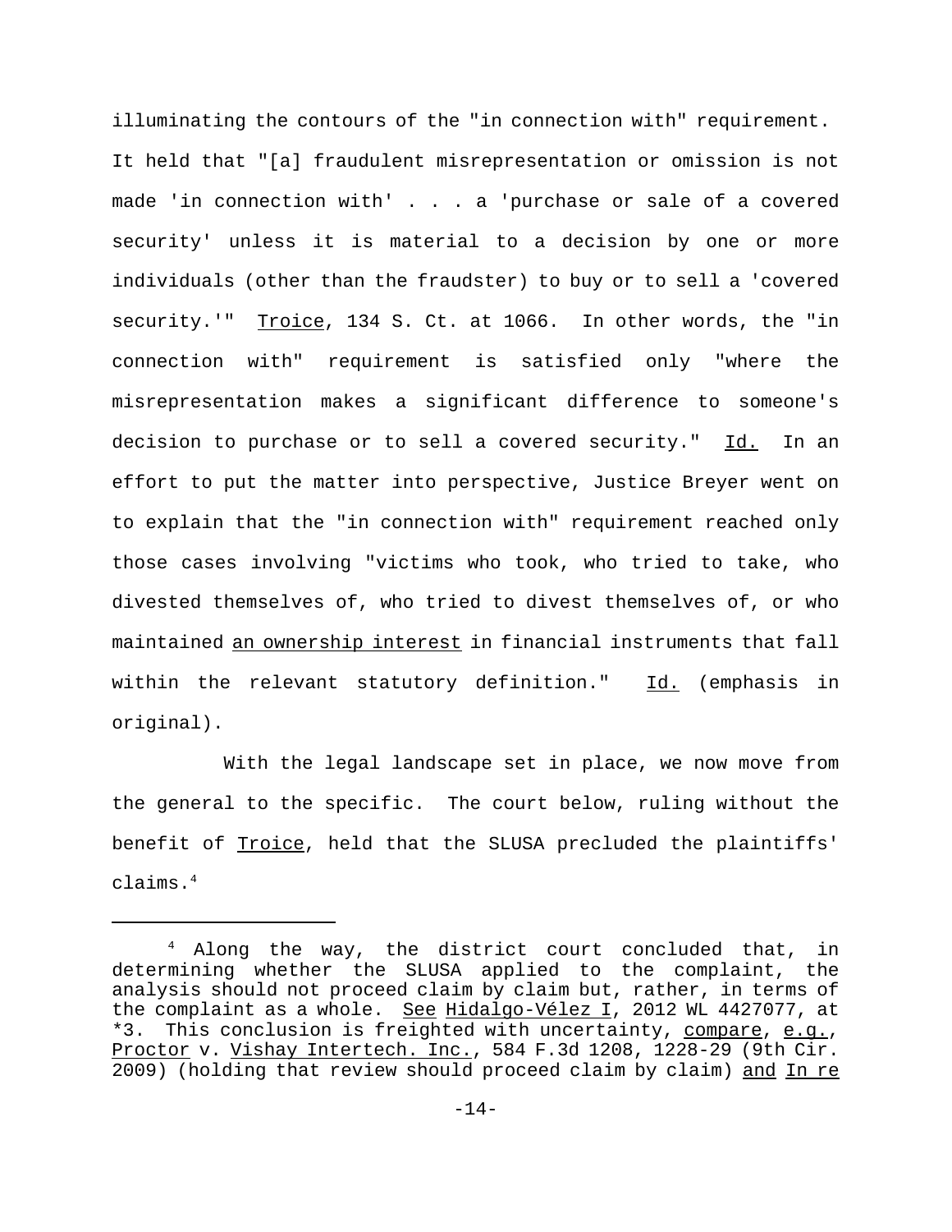illuminating the contours of the "in connection with" requirement. It held that "[a] fraudulent misrepresentation or omission is not made 'in connection with' . . . a 'purchase or sale of a covered security' unless it is material to a decision by one or more individuals (other than the fraudster) to buy or to sell a 'covered security.'" Troice, 134 S. Ct. at 1066. In other words, the "in connection with" requirement is satisfied only "where the misrepresentation makes a significant difference to someone's decision to purchase or to sell a covered security." Id. In an effort to put the matter into perspective, Justice Breyer went on to explain that the "in connection with" requirement reached only those cases involving "victims who took, who tried to take, who divested themselves of, who tried to divest themselves of, or who maintained an ownership interest in financial instruments that fall within the relevant statutory definition." Id. (emphasis in original).

With the legal landscape set in place, we now move from the general to the specific. The court below, ruling without the benefit of Troice, held that the SLUSA precluded the plaintiffs' claims.[4]

---

[4] Along the way, the district court concluded that, in determining whether the SLUSA applied to the complaint, the analysis should not proceed claim by claim but, rather, in terms of the complaint as a whole. See Hidalgo-Vélez I, 2012 WL 4427077, at *3. This conclusion is freighted with uncertainty, compare, e.g., Proctor v. Vishay Intertech. Inc., 584 F.3d 1208, 1228-29 (9th Cir. 2009) (holding that review should proceed claim by claim) and In re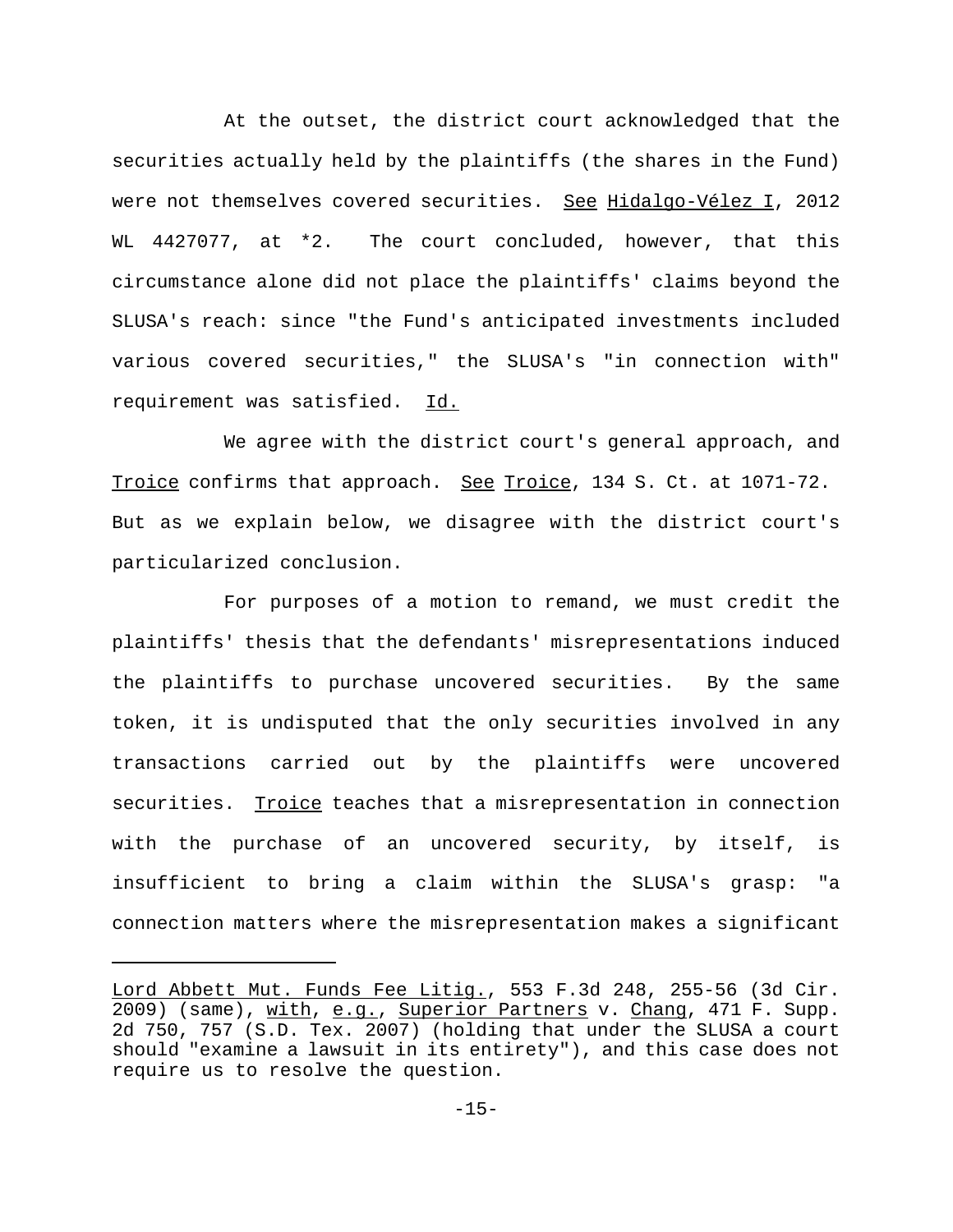At the outset, the district court acknowledged that the securities actually held by the plaintiffs (the shares in the Fund) were not themselves covered securities. See Hidalgo-Vélez I, 2012 WL 4427077, at *2. The court concluded, however, that this circumstance alone did not place the plaintiffs' claims beyond the SLUSA's reach: since "the Fund's anticipated investments included various covered securities," the SLUSA's "in connection with" requirement was satisfied. Id.

We agree with the district court's general approach, and Troice confirms that approach. See Troice, 134 S. Ct. at 1071-72. But as we explain below, we disagree with the district court's particularized conclusion.

For purposes of a motion to remand, we must credit the plaintiffs' thesis that the defendants' misrepresentations induced the plaintiffs to purchase uncovered securities. By the same token, it is undisputed that the only securities involved in any transactions carried out by the plaintiffs were uncovered securities. Troice teaches that a misrepresentation in connection with the purchase of an uncovered security, by itself, is insufficient to bring a claim within the SLUSA's grasp: "a connection matters where the misrepresentation makes a significant

---

Lord Abbett Mut. Funds Fee Litig., 553 F.3d 248, 255-56 (3d Cir. 2009) (same), with, e.g., Superior Partners v. Chang, 471 F. Supp. 2d 750, 757 (S.D. Tex. 2007) (holding that under the SLUSA a court should "examine a lawsuit in its entirety"), and this case does not require us to resolve the question.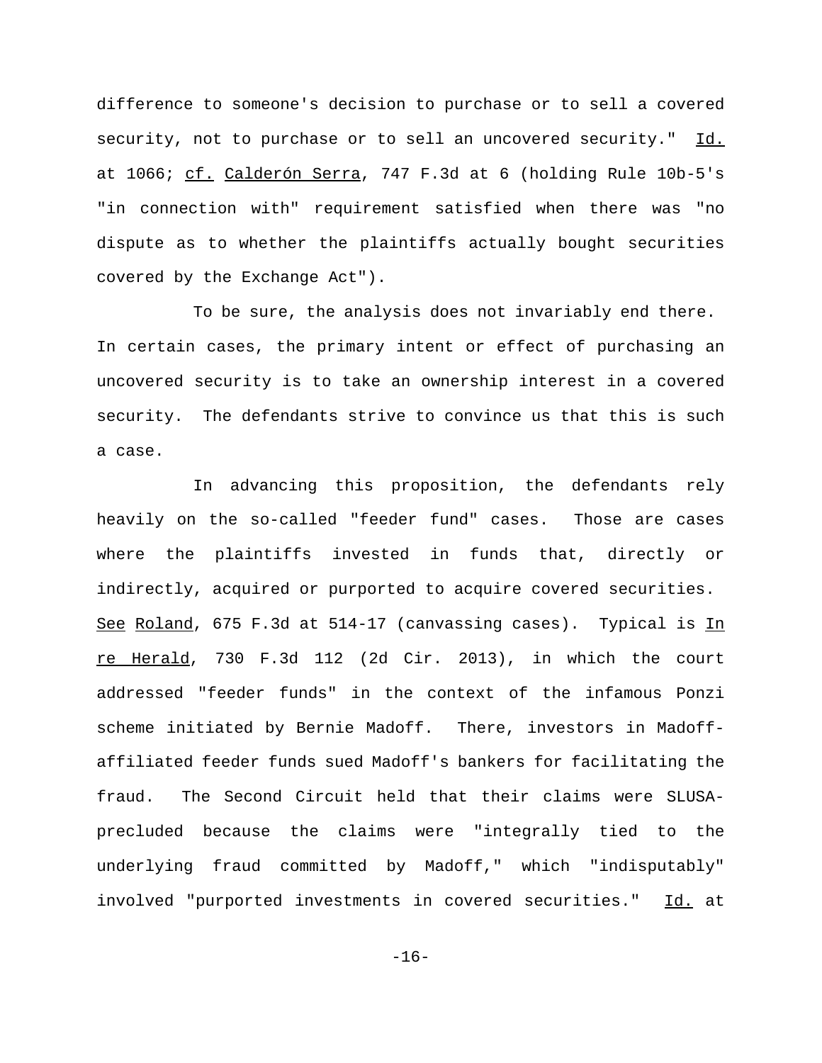difference to someone's decision to purchase or to sell a covered security, not to purchase or to sell an uncovered security." Id. at 1066; cf. Calderón Serra, 747 F.3d at 6 (holding Rule 10b-5's "in connection with" requirement satisfied when there was "no dispute as to whether the plaintiffs actually bought securities covered by the Exchange Act").

To be sure, the analysis does not invariably end there. In certain cases, the primary intent or effect of purchasing an uncovered security is to take an ownership interest in a covered security. The defendants strive to convince us that this is such a case.

In advancing this proposition, the defendants rely heavily on the so-called "feeder fund" cases. Those are cases where the plaintiffs invested in funds that, directly or indirectly, acquired or purported to acquire covered securities. See Roland, 675 F.3d at 514-17 (canvassing cases). Typical is In re Herald, 730 F.3d 112 (2d Cir. 2013), in which the court addressed "feeder funds" in the context of the infamous Ponzi scheme initiated by Bernie Madoff. There, investors in Madoff-affiliated feeder funds sued Madoff's bankers for facilitating the fraud. The Second Circuit held that their claims were SLUSA-precluded because the claims were "integrally tied to the underlying fraud committed by Madoff," which "indisputably" involved "purported investments in covered securities." Id. at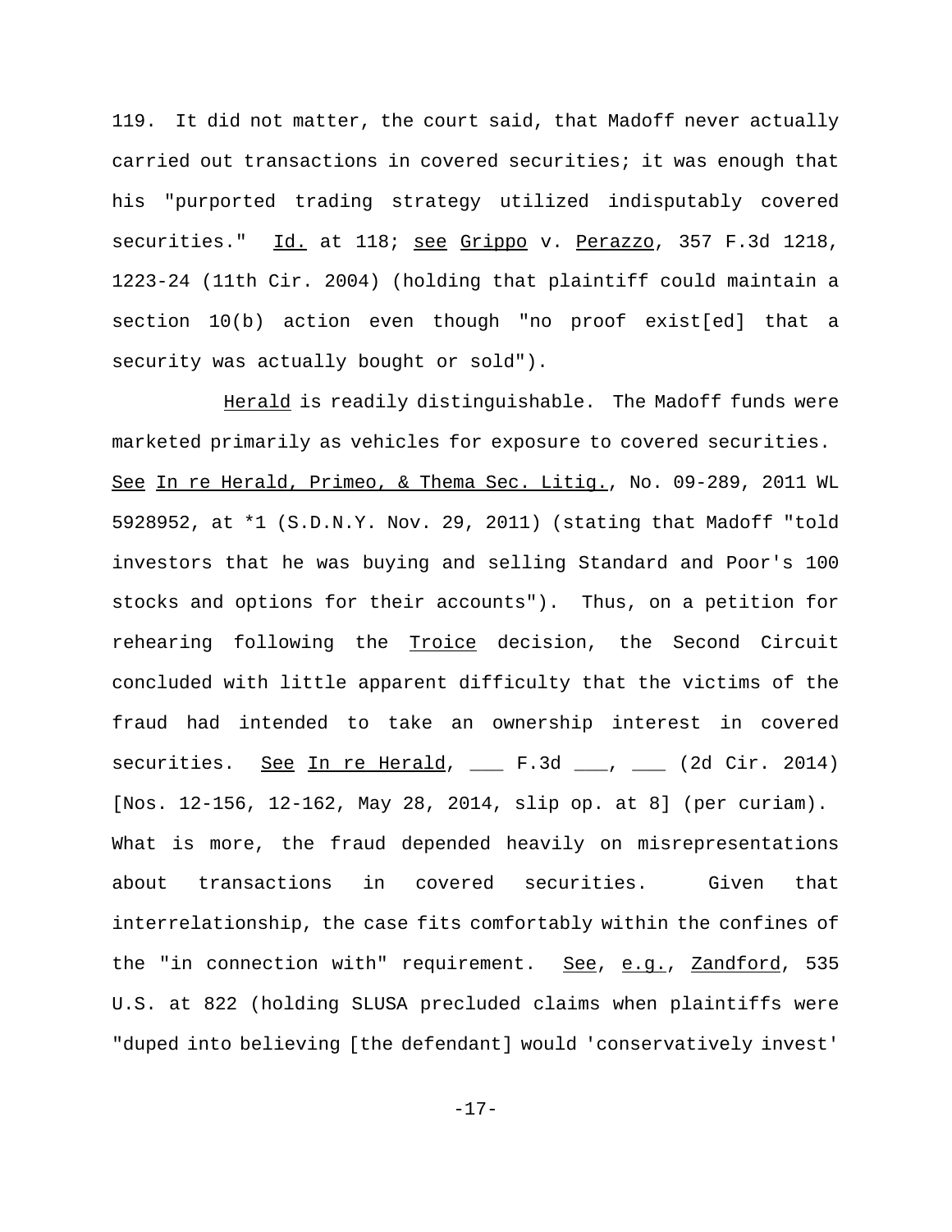119. It did not matter, the court said, that Madoff never actually carried out transactions in covered securities; it was enough that his "purported trading strategy utilized indisputably covered securities." Id. at 118; see Grippo v. Perazzo, 357 F.3d 1218, 1223-24 (11th Cir. 2004) (holding that plaintiff could maintain a section 10(b) action even though "no proof exist[ed] that a security was actually bought or sold").

Herald is readily distinguishable. The Madoff funds were marketed primarily as vehicles for exposure to covered securities. See In re Herald, Primeo, & Thema Sec. Litig., No. 09-289, 2011 WL 5928952, at *1 (S.D.N.Y. Nov. 29, 2011) (stating that Madoff "told investors that he was buying and selling Standard and Poor's 100 stocks and options for their accounts"). Thus, on a petition for rehearing following the Troice decision, the Second Circuit concluded with little apparent difficulty that the victims of the fraud had intended to take an ownership interest in covered securities. See In re Herald, ___ F.3d ___, ___ (2d Cir. 2014) [Nos. 12-156, 12-162, May 28, 2014, slip op. at 8] (per curiam). What is more, the fraud depended heavily on misrepresentations about transactions in covered securities. Given that interrelationship, the case fits comfortably within the confines of the "in connection with" requirement. See, e.g., Zandford, 535 U.S. at 822 (holding SLUSA precluded claims when plaintiffs were "duped into believing [the defendant] would 'conservatively invest'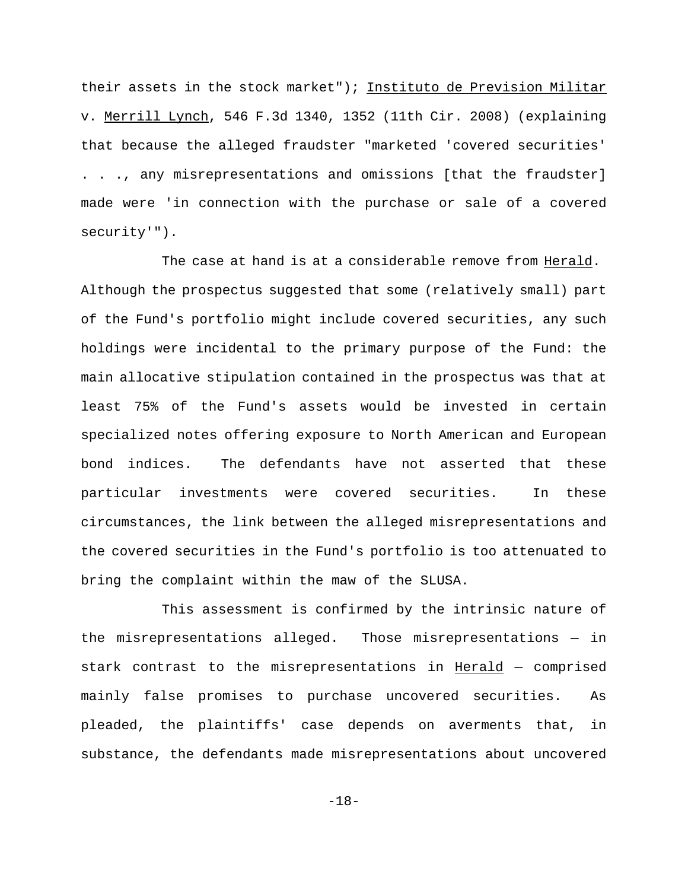their assets in the stock market"); Instituto de Prevision Militar v. Merrill Lynch, 546 F.3d 1340, 1352 (11th Cir. 2008) (explaining that because the alleged fraudster "marketed 'covered securities' . . ., any misrepresentations and omissions [that the fraudster] made were 'in connection with the purchase or sale of a covered security'").

The case at hand is at a considerable remove from Herald. Although the prospectus suggested that some (relatively small) part of the Fund's portfolio might include covered securities, any such holdings were incidental to the primary purpose of the Fund: the main allocative stipulation contained in the prospectus was that at least 75% of the Fund's assets would be invested in certain specialized notes offering exposure to North American and European bond indices. The defendants have not asserted that these particular investments were covered securities. In these circumstances, the link between the alleged misrepresentations and the covered securities in the Fund's portfolio is too attenuated to bring the complaint within the maw of the SLUSA.

This assessment is confirmed by the intrinsic nature of the misrepresentations alleged. Those misrepresentations — in stark contrast to the misrepresentations in Herald — comprised mainly false promises to purchase uncovered securities. As pleaded, the plaintiffs' case depends on averments that, in substance, the defendants made misrepresentations about uncovered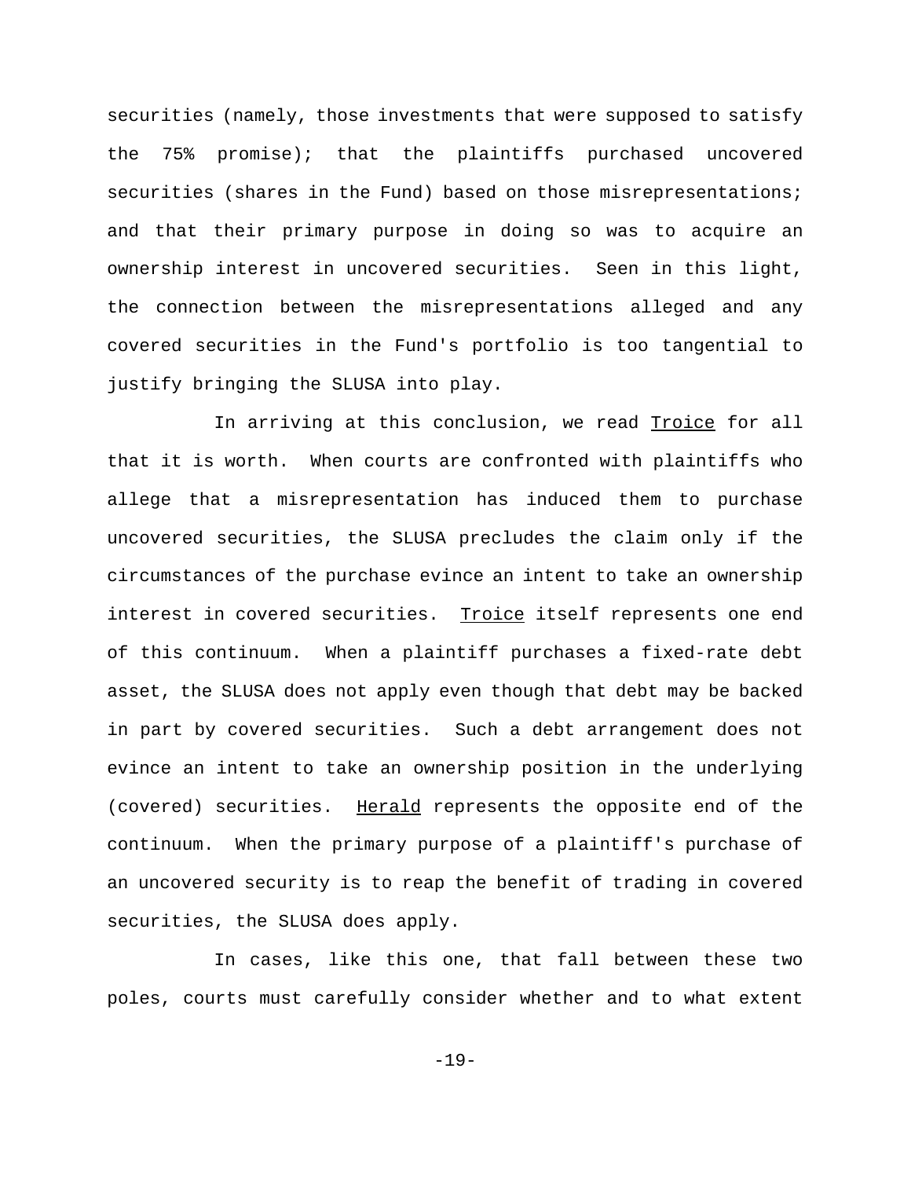securities (namely, those investments that were supposed to satisfy the 75% promise); that the plaintiffs purchased uncovered securities (shares in the Fund) based on those misrepresentations; and that their primary purpose in doing so was to acquire an ownership interest in uncovered securities. Seen in this light, the connection between the misrepresentations alleged and any covered securities in the Fund's portfolio is too tangential to justify bringing the SLUSA into play.

In arriving at this conclusion, we read Troice for all that it is worth. When courts are confronted with plaintiffs who allege that a misrepresentation has induced them to purchase uncovered securities, the SLUSA precludes the claim only if the circumstances of the purchase evince an intent to take an ownership interest in covered securities. Troice itself represents one end of this continuum. When a plaintiff purchases a fixed-rate debt asset, the SLUSA does not apply even though that debt may be backed in part by covered securities. Such a debt arrangement does not evince an intent to take an ownership position in the underlying (covered) securities. Herald represents the opposite end of the continuum. When the primary purpose of a plaintiff's purchase of an uncovered security is to reap the benefit of trading in covered securities, the SLUSA does apply.

In cases, like this one, that fall between these two poles, courts must carefully consider whether and to what extent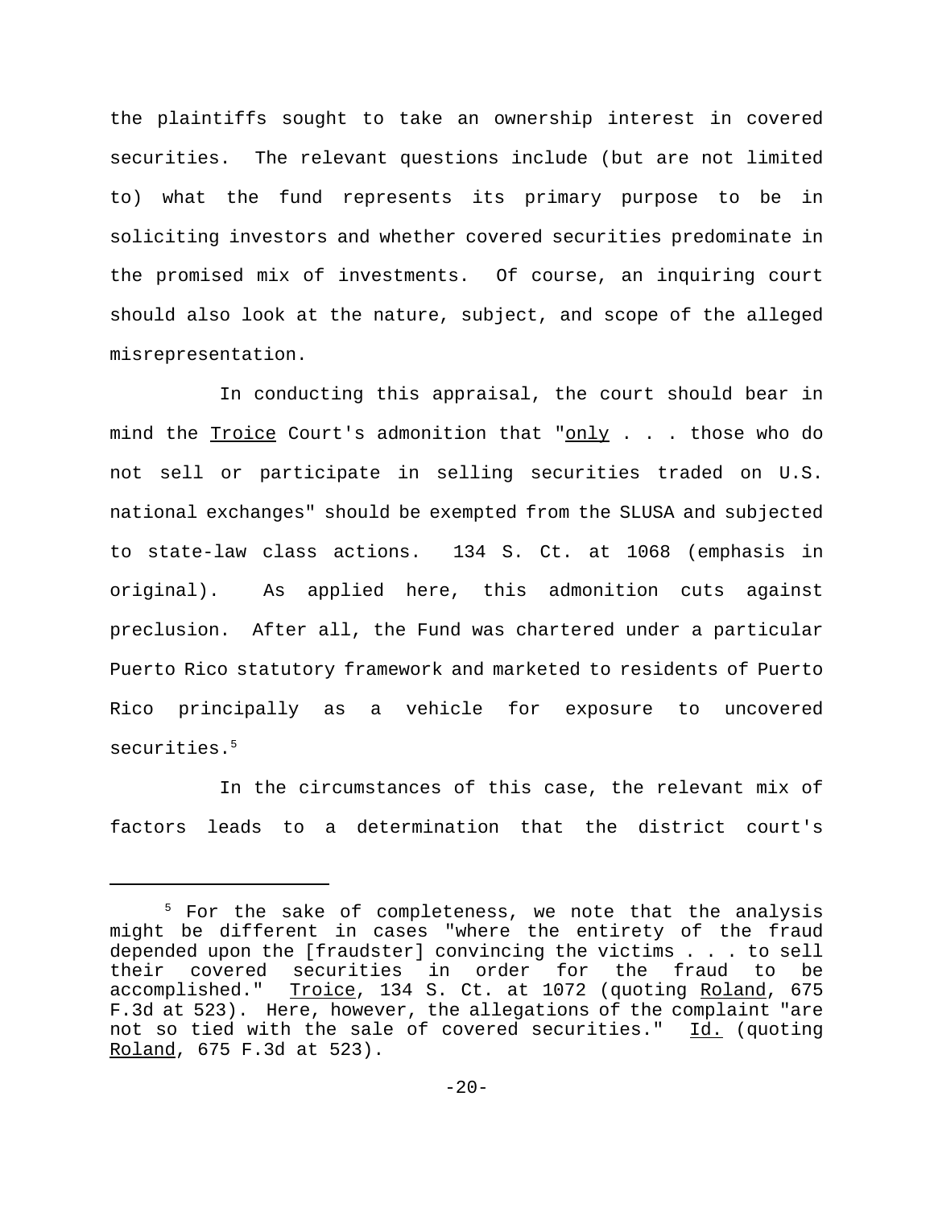the plaintiffs sought to take an ownership interest in covered securities. The relevant questions include (but are not limited to) what the fund represents its primary purpose to be in soliciting investors and whether covered securities predominate in the promised mix of investments. Of course, an inquiring court should also look at the nature, subject, and scope of the alleged misrepresentation.

In conducting this appraisal, the court should bear in mind the _Troice_ Court's admonition that "_only_ . . . those who do not sell or participate in selling securities traded on U.S. national exchanges" should be exempted from the SLUSA and subjected to state-law class actions. 134 S. Ct. at 1068 (emphasis in original). As applied here, this admonition cuts against preclusion. After all, the Fund was chartered under a particular Puerto Rico statutory framework and marketed to residents of Puerto Rico principally as a vehicle for exposure to uncovered securities.[5]

In the circumstances of this case, the relevant mix of factors leads to a determination that the district court's

---

[5] For the sake of completeness, we note that the analysis might be different in cases "where the entirety of the fraud depended upon the [fraudster] convincing the victims . . . to sell their covered securities in order for the fraud to be accomplished." _Troice_, 134 S. Ct. at 1072 (quoting _Roland_, 675 F.3d at 523). Here, however, the allegations of the complaint "are not so tied with the sale of covered securities." _Id._ (quoting _Roland_, 675 F.3d at 523).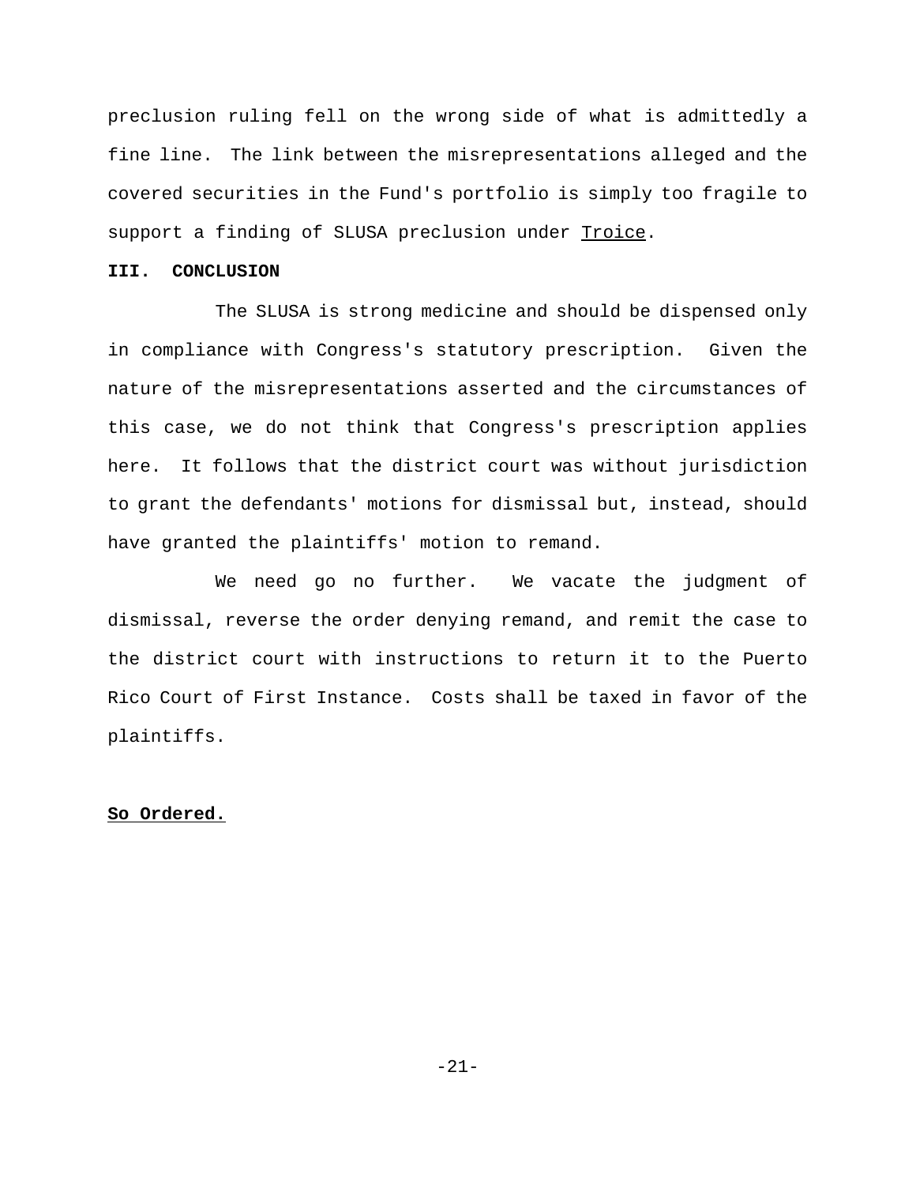preclusion ruling fell on the wrong side of what is admittedly a fine line. The link between the misrepresentations alleged and the covered securities in the Fund's portfolio is simply too fragile to support a finding of SLUSA preclusion under Troice.

## III. CONCLUSION

The SLUSA is strong medicine and should be dispensed only in compliance with Congress's statutory prescription. Given the nature of the misrepresentations asserted and the circumstances of this case, we do not think that Congress's prescription applies here. It follows that the district court was without jurisdiction to grant the defendants' motions for dismissal but, instead, should have granted the plaintiffs' motion to remand.

We need go no further. We vacate the judgment of dismissal, reverse the order denying remand, and remit the case to the district court with instructions to return it to the Puerto Rico Court of First Instance. Costs shall be taxed in favor of the plaintiffs.

**So Ordered.**